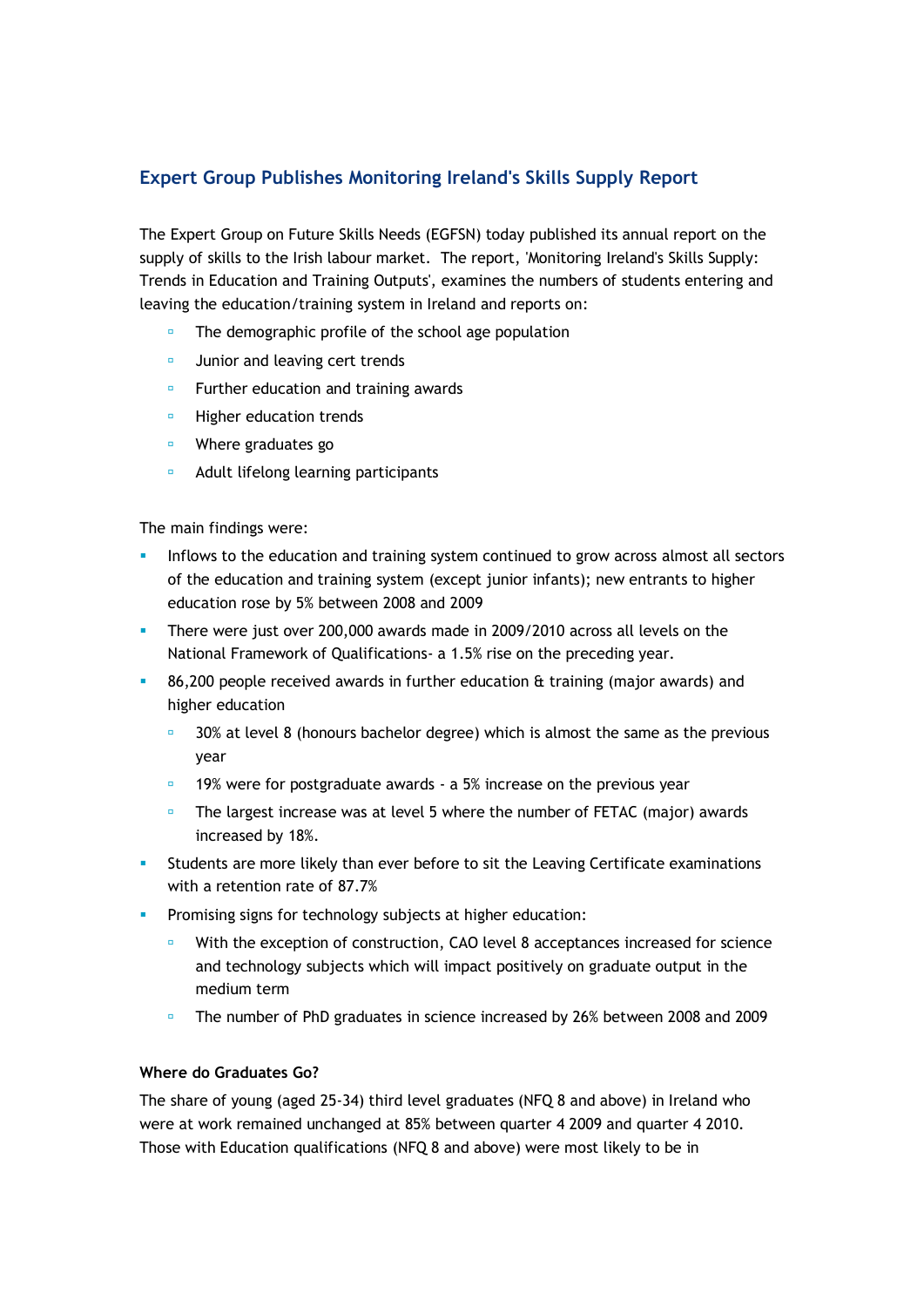## Expert Group Publishes Monitoring Ireland's Skills Supply Report

The Expert Group on Future Skills Needs (EGFSN) today published its annual report on the supply of skills to the Irish labour market. The report, 'Monitoring Ireland's Skills Supply: Trends in Education and Training Outputs', examines the numbers of students entering and leaving the education/training system in Ireland and reports on:

- The demographic profile of the school age population
- Junior and leaving cert trends
- Further education and training awards
- Higher education trends
- Where graduates go
- Adult lifelong learning participants

The main findings were:

- Inflows to the education and training system continued to grow across almost all sectors of the education and training system (except junior infants); new entrants to higher education rose by 5% between 2008 and 2009
- There were just over 200,000 awards made in 2009/2010 across all levels on the National Framework of Qualifications- a 1.5% rise on the preceding year.
- 86,200 people received awards in further education & training (major awards) and higher education
  - 30% at level 8 (honours bachelor degree) which is almost the same as the previous year
  - 19% were for postgraduate awards - a 5% increase on the previous year
  - The largest increase was at level 5 where the number of FETAC (major) awards increased by 18%.
- Students are more likely than ever before to sit the Leaving Certificate examinations with a retention rate of 87.7%
- Promising signs for technology subjects at higher education:
  - With the exception of construction, CAO level 8 acceptances increased for science and technology subjects which will impact positively on graduate output in the medium term
  - The number of PhD graduates in science increased by 26% between 2008 and 2009

**Where do Graduates Go?**

The share of young (aged 25-34) third level graduates (NFQ 8 and above) in Ireland who were at work remained unchanged at 85% between quarter 4 2009 and quarter 4 2010. Those with Education qualifications (NFQ 8 and above) were most likely to be in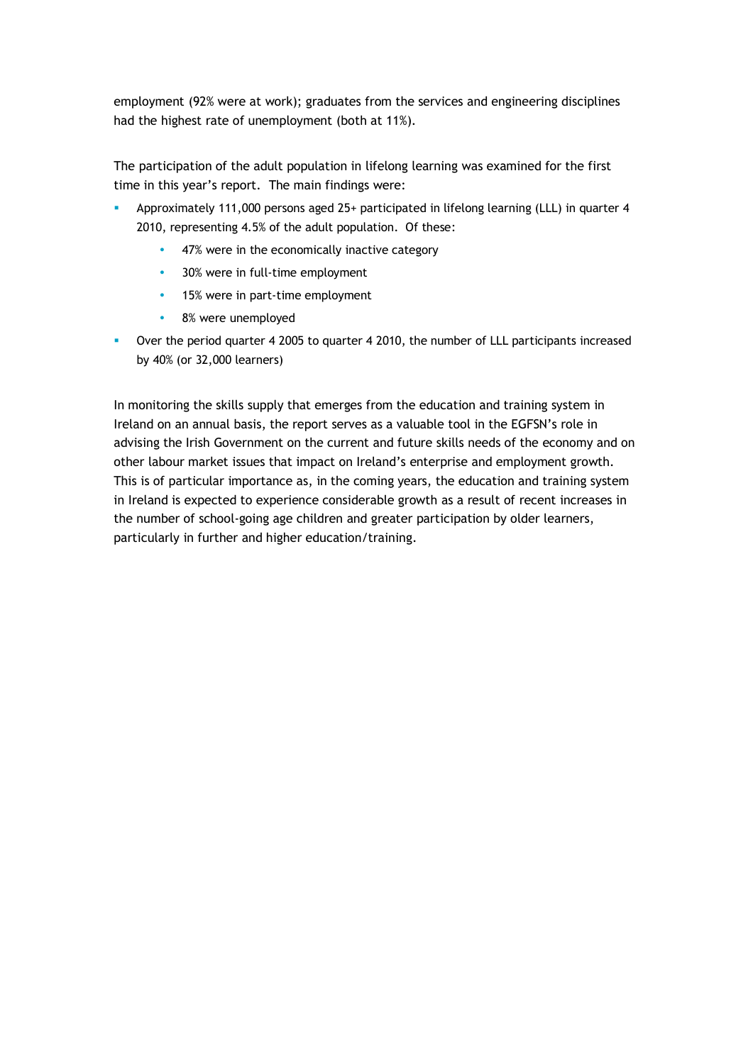employment (92% were at work); graduates from the services and engineering disciplines had the highest rate of unemployment (both at 11%).

The participation of the adult population in lifelong learning was examined for the first time in this year's report. The main findings were:

- Approximately 111,000 persons aged 25+ participated in lifelong learning (LLL) in quarter 4 2010, representing 4.5% of the adult population. Of these:
  - 47% were in the economically inactive category
  - 30% were in full-time employment
  - 15% were in part-time employment
  - 8% were unemployed
- Over the period quarter 4 2005 to quarter 4 2010, the number of LLL participants increased by 40% (or 32,000 learners)

In monitoring the skills supply that emerges from the education and training system in Ireland on an annual basis, the report serves as a valuable tool in the EGFSN's role in advising the Irish Government on the current and future skills needs of the economy and on other labour market issues that impact on Ireland's enterprise and employment growth. This is of particular importance as, in the coming years, the education and training system in Ireland is expected to experience considerable growth as a result of recent increases in the number of school-going age children and greater participation by older learners, particularly in further and higher education/training.